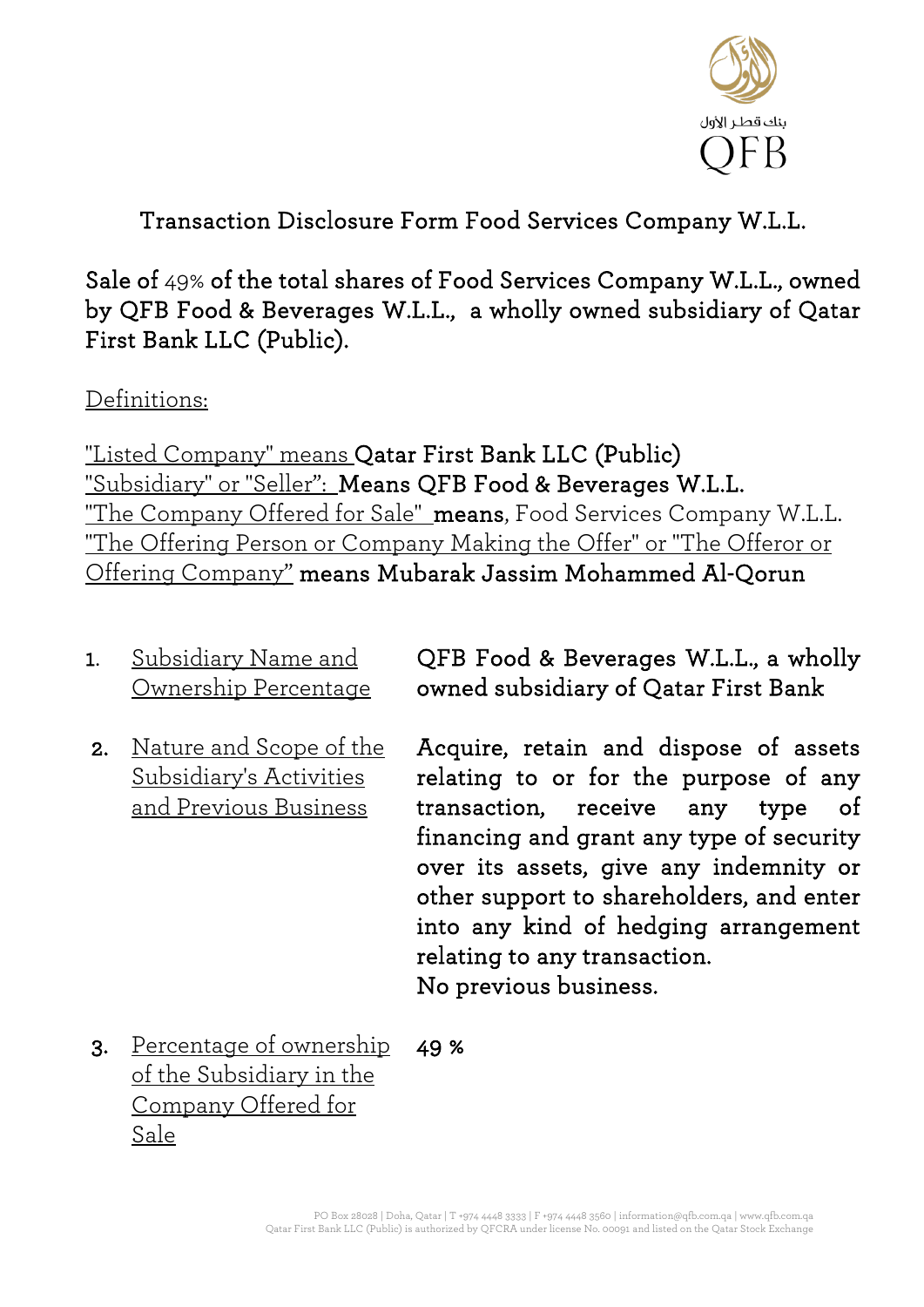بنك قطر الأول

QFB

# Transaction Disclosure Form Food Services Company W.L.L.

**Sale of** 49% **of the total shares of Food Services Company W.L.L., owned by QFB Food & Beverages W.L.L., a wholly owned subsidiary of Qatar First Bank LLC (Public).**

Definitions:

"Listed Company" means **Qatar First Bank LLC (Public)**
"Subsidiary" or "Seller": **Means QFB Food & Beverages W.L.L.**
"The Company Offered for Sale" **means**, Food Services Company W.L.L.
"The Offering Person or Company Making the Offer" or "The Offeror or Offering Company" **means Mubarak Jassim Mohammed Al-Qorun**

1. Subsidiary Name and Ownership Percentage — **QFB Food & Beverages W.L.L., a wholly owned subsidiary of Qatar First Bank**

2. Nature and Scope of the Subsidiary's Activities and Previous Business — **Acquire, retain and dispose of assets relating to or for the purpose of any transaction, receive any type of financing and grant any type of security over its assets, give any indemnity or other support to shareholders, and enter into any kind of hedging arrangement relating to any transaction.**
**No previous business.**

3. Percentage of ownership of the Subsidiary in the Company Offered for Sale — **49 %**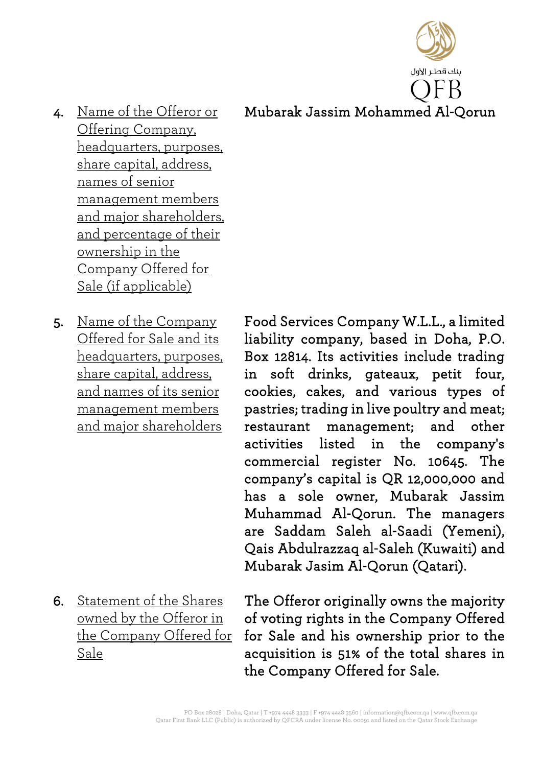| | |
|---|---|
| 4. <u>Name of the Offeror or Offering Company, headquarters, purposes, share capital, address, names of senior management members and major shareholders, and percentage of their ownership in the Company Offered for Sale (if applicable)</u> | Mubarak Jassim Mohammed Al-Qorun |
| 5. <u>Name of the Company Offered for Sale and its headquarters, purposes, share capital, address, and names of its senior management members and major shareholders</u> | Food Services Company W.L.L., a limited liability company, based in Doha, P.O. Box 12814. Its activities include trading in soft drinks, gateaux, petit four, cookies, cakes, and various types of pastries; trading in live poultry and meat; restaurant management; and other activities listed in the company's commercial register No. 10645. The company's capital is QR 12,000,000 and has a sole owner, Mubarak Jassim Muhammad Al-Qorun. The managers are Saddam Saleh al-Saadi (Yemeni), Qais Abdulrazzaq al-Saleh (Kuwaiti) and Mubarak Jasim Al-Qorun (Qatari). |
| 6. <u>Statement of the Shares owned by the Offeror in the Company Offered for Sale</u> | The Offeror originally owns the majority of voting rights in the Company Offered for Sale and his ownership prior to the acquisition is 51% of the total shares in the Company Offered for Sale. |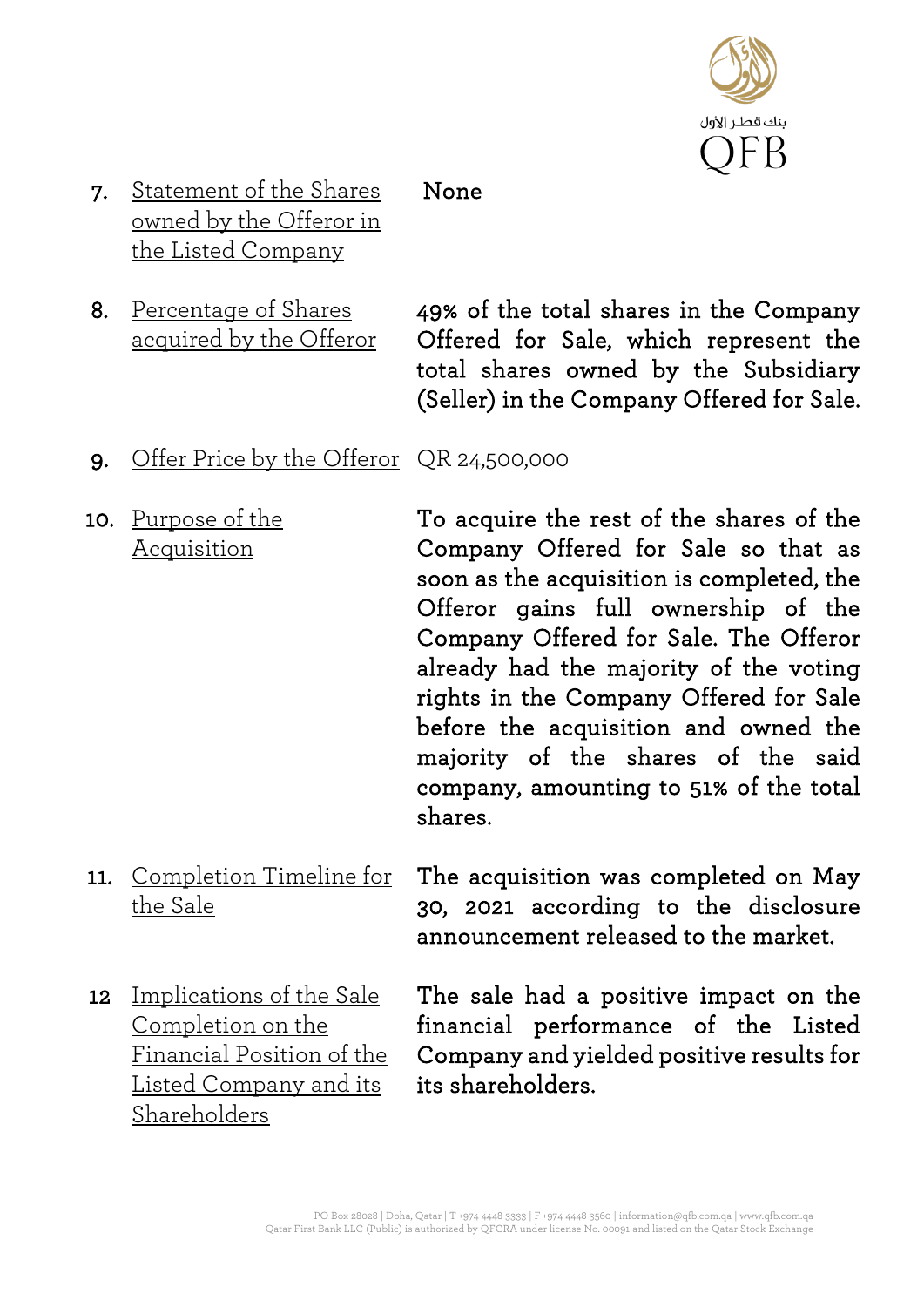| | |
|---|---|
| 7. Statement of the Shares owned by the Offeror in the Listed Company | **None** |
| 8. Percentage of Shares acquired by the Offeror | **49% of the total shares in the Company Offered for Sale, which represent the total shares owned by the Subsidiary (Seller) in the Company Offered for Sale.** |
| 9. Offer Price by the Offeror | QR 24,500,000 |
| 10. Purpose of the Acquisition | **To acquire the rest of the shares of the Company Offered for Sale so that as soon as the acquisition is completed, the Offeror gains full ownership of the Company Offered for Sale. The Offeror already had the majority of the voting rights in the Company Offered for Sale before the acquisition and owned the majority of the shares of the said company, amounting to 51% of the total shares.** |
| 11. Completion Timeline for the Sale | **The acquisition was completed on May 30, 2021 according to the disclosure announcement released to the market.** |
| 12 Implications of the Sale Completion on the Financial Position of the Listed Company and its Shareholders | **The sale had a positive impact on the financial performance of the Listed Company and yielded positive results for its shareholders.** |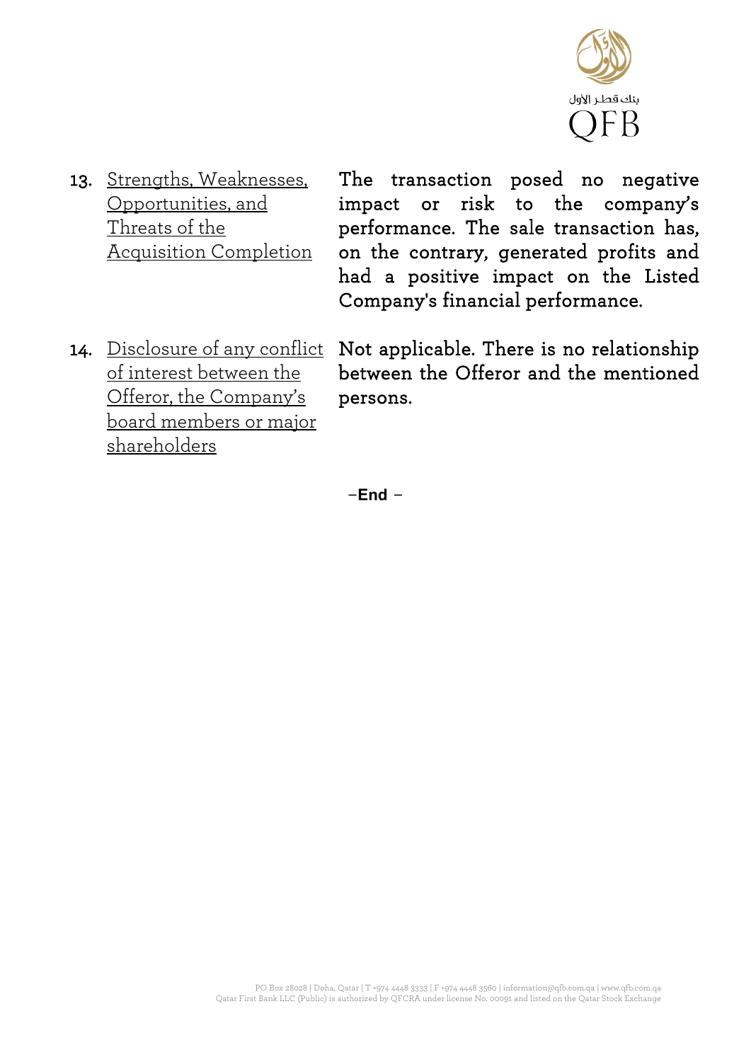| | | |
|---|---|---|
| 13. | Strengths, Weaknesses, Opportunities, and Threats of the Acquisition Completion | The transaction posed no negative impact or risk to the company's performance. The sale transaction has, on the contrary, generated profits and had a positive impact on the Listed Company's financial performance. |
| 14. | Disclosure of any conflict of interest between the Offeror, the Company's board members or major shareholders | Not applicable. There is no relationship between the Offeror and the mentioned persons. |

–**End** –